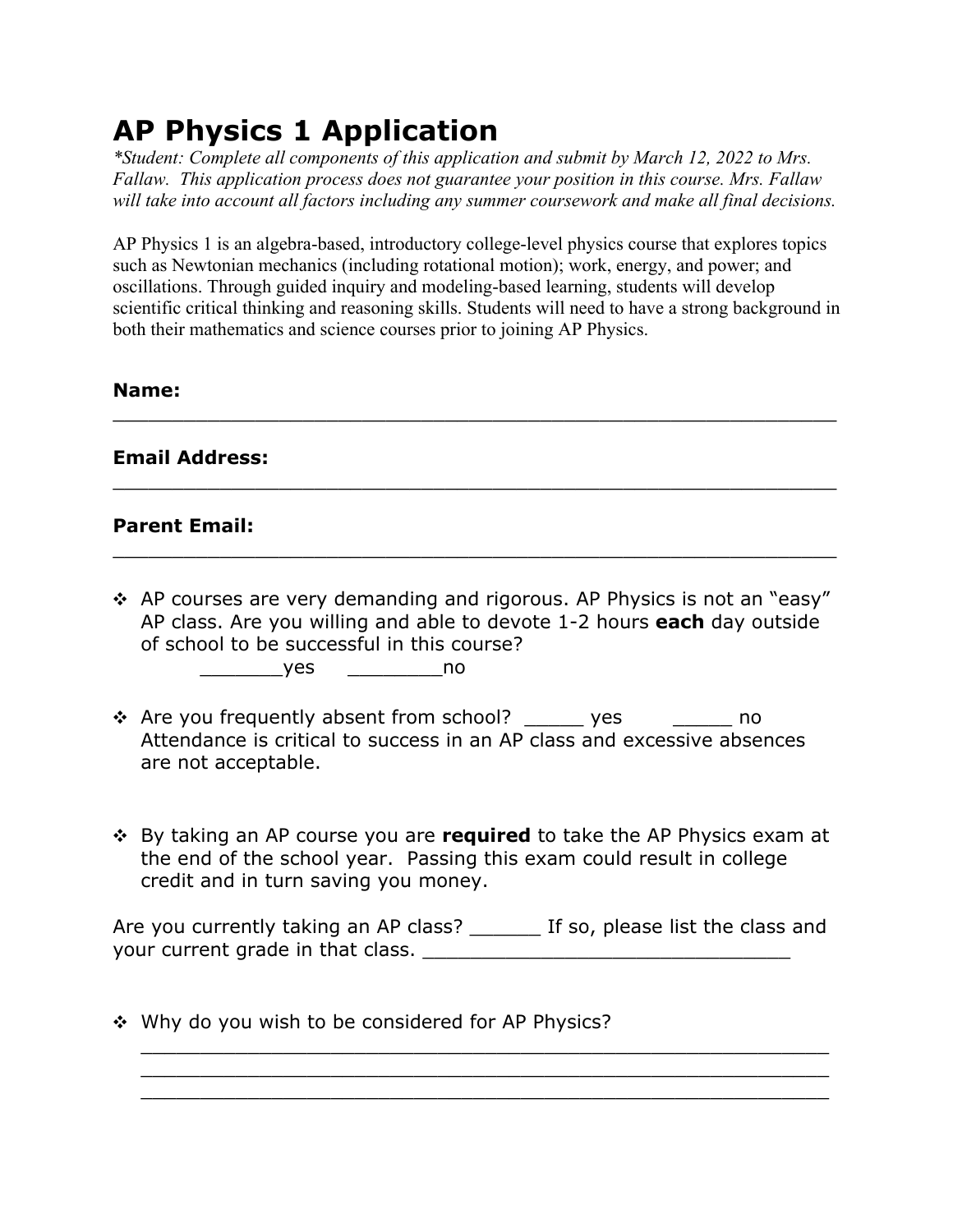# AP Physics 1 Application

*\*Student: Complete all components of this application and submit by March 12, 2022 to Mrs. Fallaw. This application process does not guarantee your position in this course. Mrs. Fallaw will take into account all factors including any summer coursework and make all final decisions.*

AP Physics 1 is an algebra-based, introductory college-level physics course that explores topics such as Newtonian mechanics (including rotational motion); work, energy, and power; and oscillations. Through guided inquiry and modeling-based learning, students will develop scientific critical thinking and reasoning skills. Students will need to have a strong background in both their mathematics and science courses prior to joining AP Physics.

**Name:** ______________________________________________________________

**Email Address:** ______________________________________________________________

**Parent Email:** ______________________________________________________________

- AP courses are very demanding and rigorous. AP Physics is not an "easy" AP class. Are you willing and able to devote 1-2 hours **each** day outside of school to be successful in this course?
  _______yes ________no

- Are you frequently absent from school? _____ yes _____ no
  Attendance is critical to success in an AP class and excessive absences are not acceptable.

- By taking an AP course you are **required** to take the AP Physics exam at the end of the school year. Passing this exam could result in college credit and in turn saving you money.

Are you currently taking an AP class? ______ If so, please list the class and your current grade in that class. _______________________________

- Why do you wish to be considered for AP Physics?
  ____________________________________________________________
  ____________________________________________________________
  ____________________________________________________________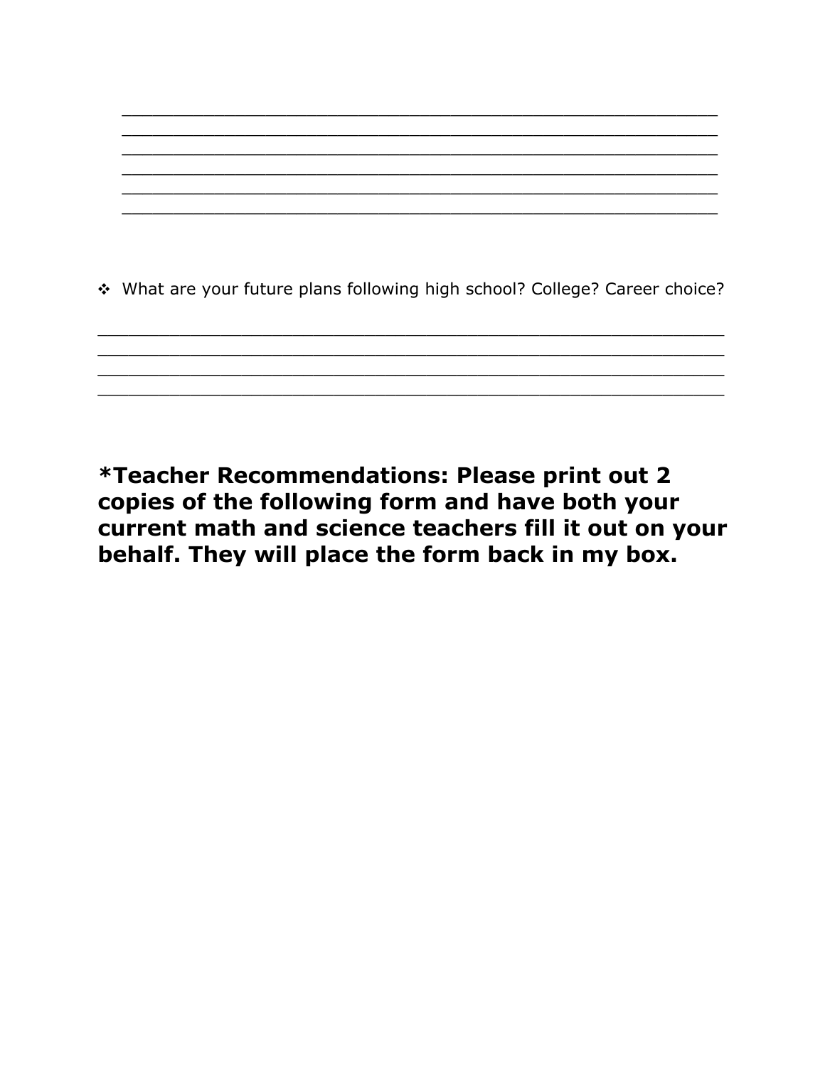\_\_\_\_\_\_\_\_\_\_\_\_\_\_\_\_\_\_\_\_\_\_\_\_\_\_\_\_\_\_\_\_\_\_\_\_\_\_\_\_\_\_\_\_\_\_\_\_\_\_\_\_\_\_\_\_\_\_
\_\_\_\_\_\_\_\_\_\_\_\_\_\_\_\_\_\_\_\_\_\_\_\_\_\_\_\_\_\_\_\_\_\_\_\_\_\_\_\_\_\_\_\_\_\_\_\_\_\_\_\_\_\_\_\_\_\_
\_\_\_\_\_\_\_\_\_\_\_\_\_\_\_\_\_\_\_\_\_\_\_\_\_\_\_\_\_\_\_\_\_\_\_\_\_\_\_\_\_\_\_\_\_\_\_\_\_\_\_\_\_\_\_\_\_\_
\_\_\_\_\_\_\_\_\_\_\_\_\_\_\_\_\_\_\_\_\_\_\_\_\_\_\_\_\_\_\_\_\_\_\_\_\_\_\_\_\_\_\_\_\_\_\_\_\_\_\_\_\_\_\_\_\_\_
\_\_\_\_\_\_\_\_\_\_\_\_\_\_\_\_\_\_\_\_\_\_\_\_\_\_\_\_\_\_\_\_\_\_\_\_\_\_\_\_\_\_\_\_\_\_\_\_\_\_\_\_\_\_\_\_\_\_
\_\_\_\_\_\_\_\_\_\_\_\_\_\_\_\_\_\_\_\_\_\_\_\_\_\_\_\_\_\_\_\_\_\_\_\_\_\_\_\_\_\_\_\_\_\_\_\_\_\_\_\_\_\_\_\_\_\_

- What are your future plans following high school? College? Career choice?

\_\_\_\_\_\_\_\_\_\_\_\_\_\_\_\_\_\_\_\_\_\_\_\_\_\_\_\_\_\_\_\_\_\_\_\_\_\_\_\_\_\_\_\_\_\_\_\_\_\_\_\_\_\_\_\_\_\_
\_\_\_\_\_\_\_\_\_\_\_\_\_\_\_\_\_\_\_\_\_\_\_\_\_\_\_\_\_\_\_\_\_\_\_\_\_\_\_\_\_\_\_\_\_\_\_\_\_\_\_\_\_\_\_\_\_\_
\_\_\_\_\_\_\_\_\_\_\_\_\_\_\_\_\_\_\_\_\_\_\_\_\_\_\_\_\_\_\_\_\_\_\_\_\_\_\_\_\_\_\_\_\_\_\_\_\_\_\_\_\_\_\_\_\_\_
\_\_\_\_\_\_\_\_\_\_\_\_\_\_\_\_\_\_\_\_\_\_\_\_\_\_\_\_\_\_\_\_\_\_\_\_\_\_\_\_\_\_\_\_\_\_\_\_\_\_\_\_\_\_\_\_\_\_

**\*Teacher Recommendations: Please print out 2 copies of the following form and have both your current math and science teachers fill it out on your behalf. They will place the form back in my box.**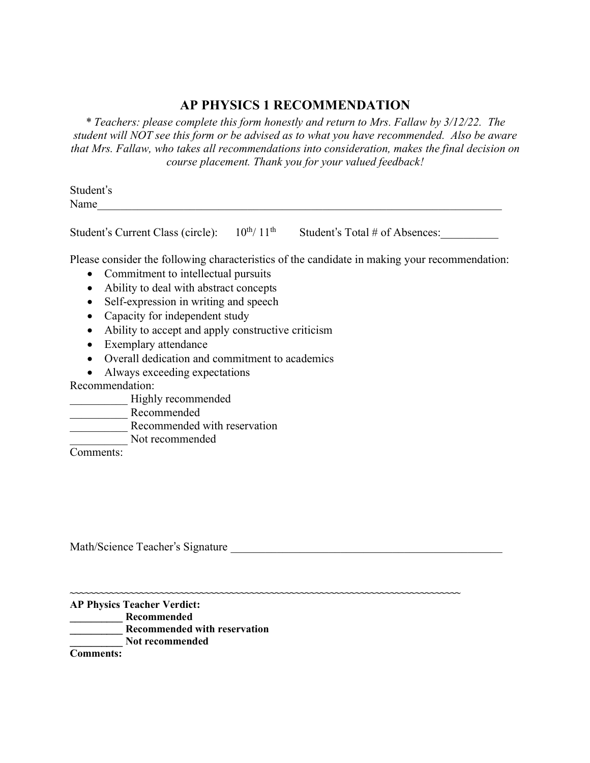# AP PHYSICS 1 RECOMMENDATION

*\* Teachers: please complete this form honestly and return to Mrs. Fallaw by 3/12/22. The student will NOT see this form or be advised as to what you have recommended. Also be aware that Mrs. Fallaw, who takes all recommendations into consideration, makes the final decision on course placement. Thank you for your valued feedback!*

Student's Name_____________________________________________________________________________

Student's Current Class (circle): 10th/ 11th Student's Total # of Absences:__________

Please consider the following characteristics of the candidate in making your recommendation:

- Commitment to intellectual pursuits
- Ability to deal with abstract concepts
- Self-expression in writing and speech
- Capacity for independent study
- Ability to accept and apply constructive criticism
- Exemplary attendance
- Overall dedication and commitment to academics
- Always exceeding expectations

Recommendation:

__________ Highly recommended
__________ Recommended
__________ Recommended with reservation
__________ Not recommended

Comments:

Math/Science Teacher's Signature ___________________________________________________

~~~~~~~~~~~~~~~~~~~~~~~~~~~~~~~~~~~~~~~~~~~~~~~~~~~~~~~~~~~~~~~~~~~~~~~~~~~

**AP Physics Teacher Verdict:**

**__________ Recommended**
**__________ Recommended with reservation**
**__________ Not recommended**

**Comments:**